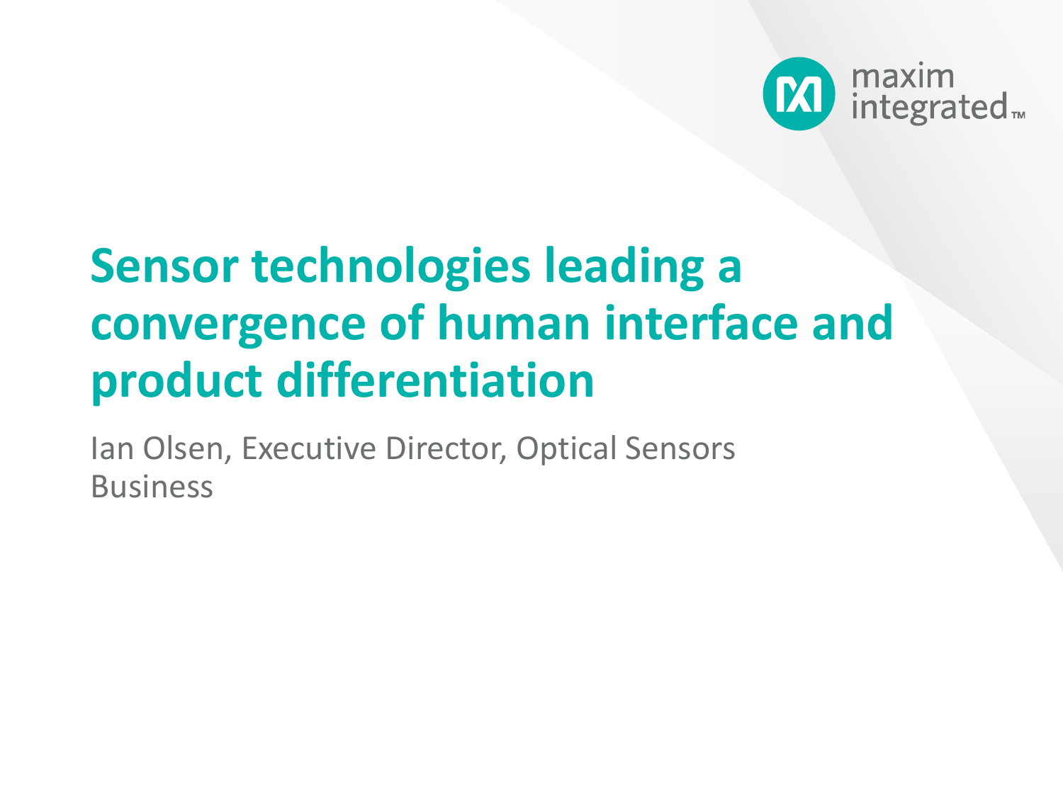maxim integrated™

# Sensor technologies leading a convergence of human interface and product differentiation

Ian Olsen, Executive Director, Optical Sensors Business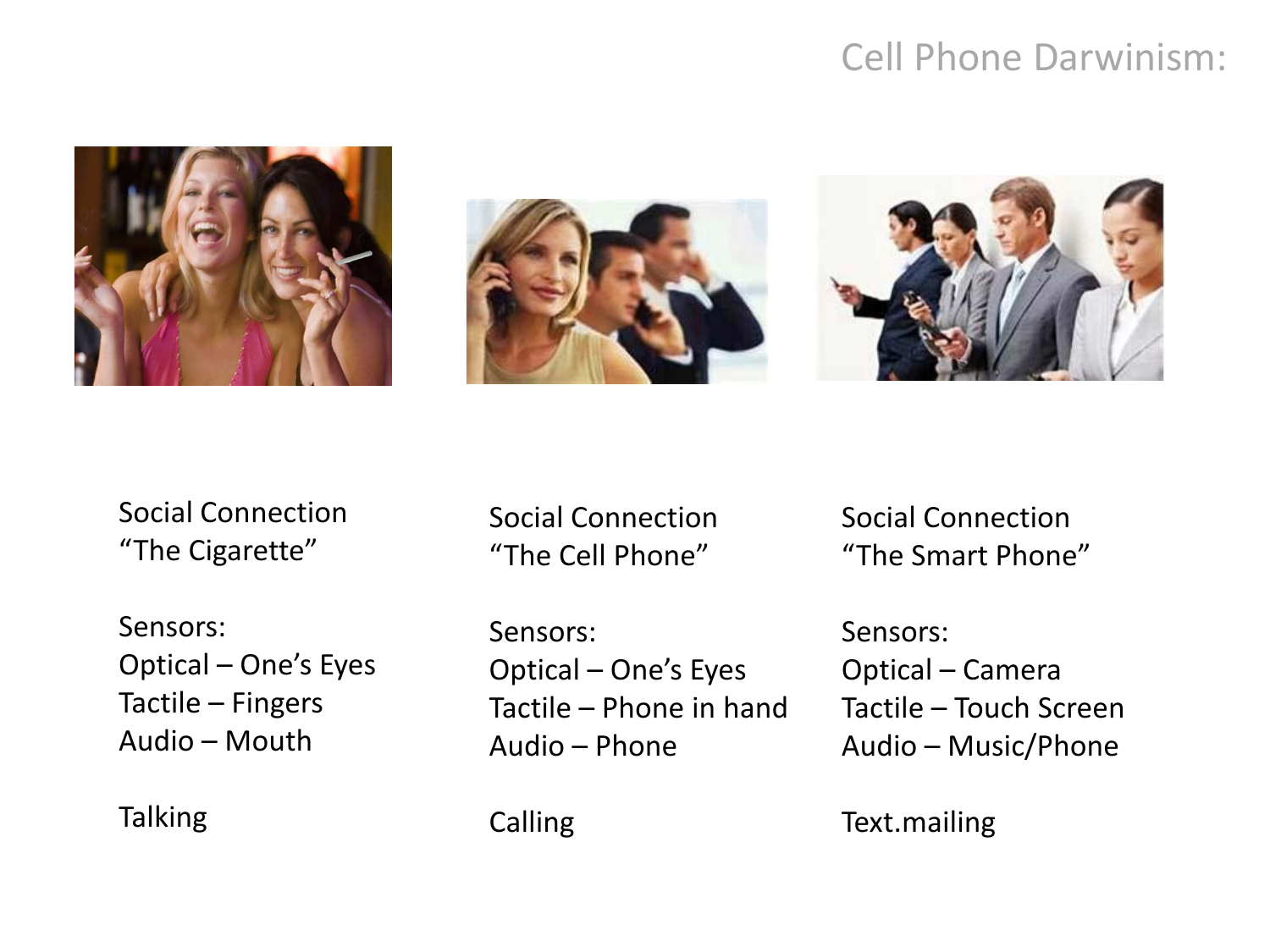# Cell Phone Darwinism:

Social Connection
"The Cigarette"

Sensors:
Optical – One's Eyes
Tactile – Fingers
Audio – Mouth

Talking

Social Connection
"The Cell Phone"

Sensors:
Optical – One's Eyes
Tactile – Phone in hand
Audio – Phone

Calling

Social Connection
"The Smart Phone"

Sensors:
Optical – Camera
Tactile – Touch Screen
Audio – Music/Phone

Text.mailing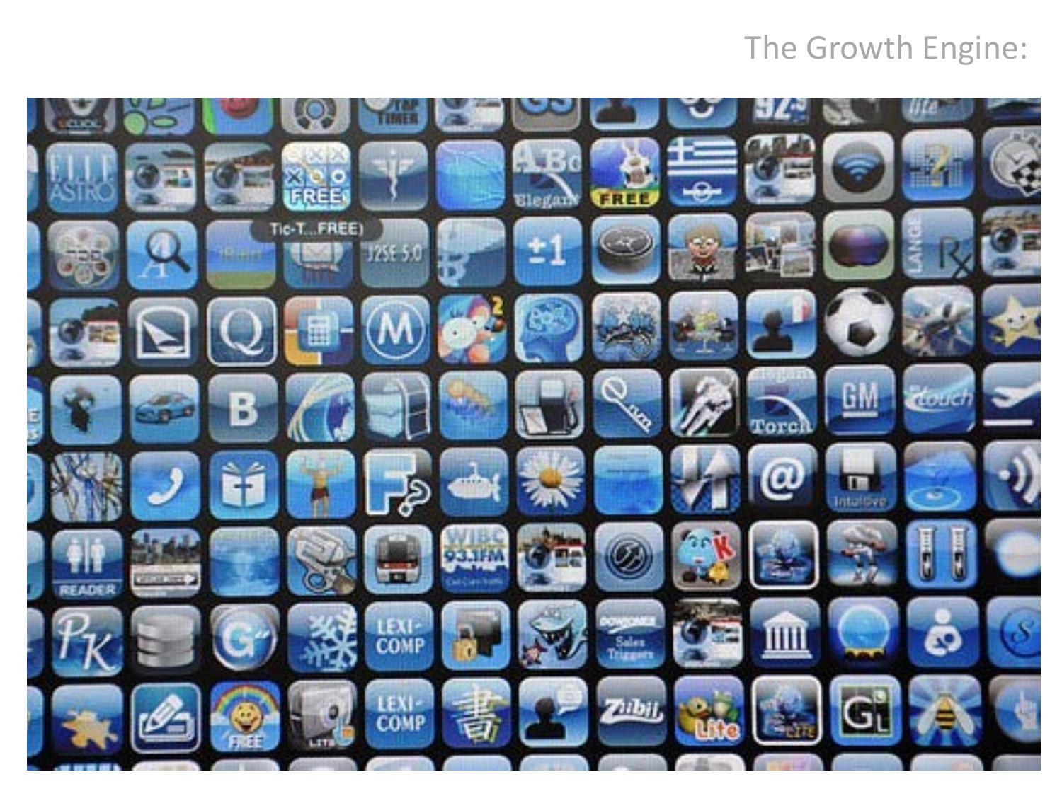The Growth Engine: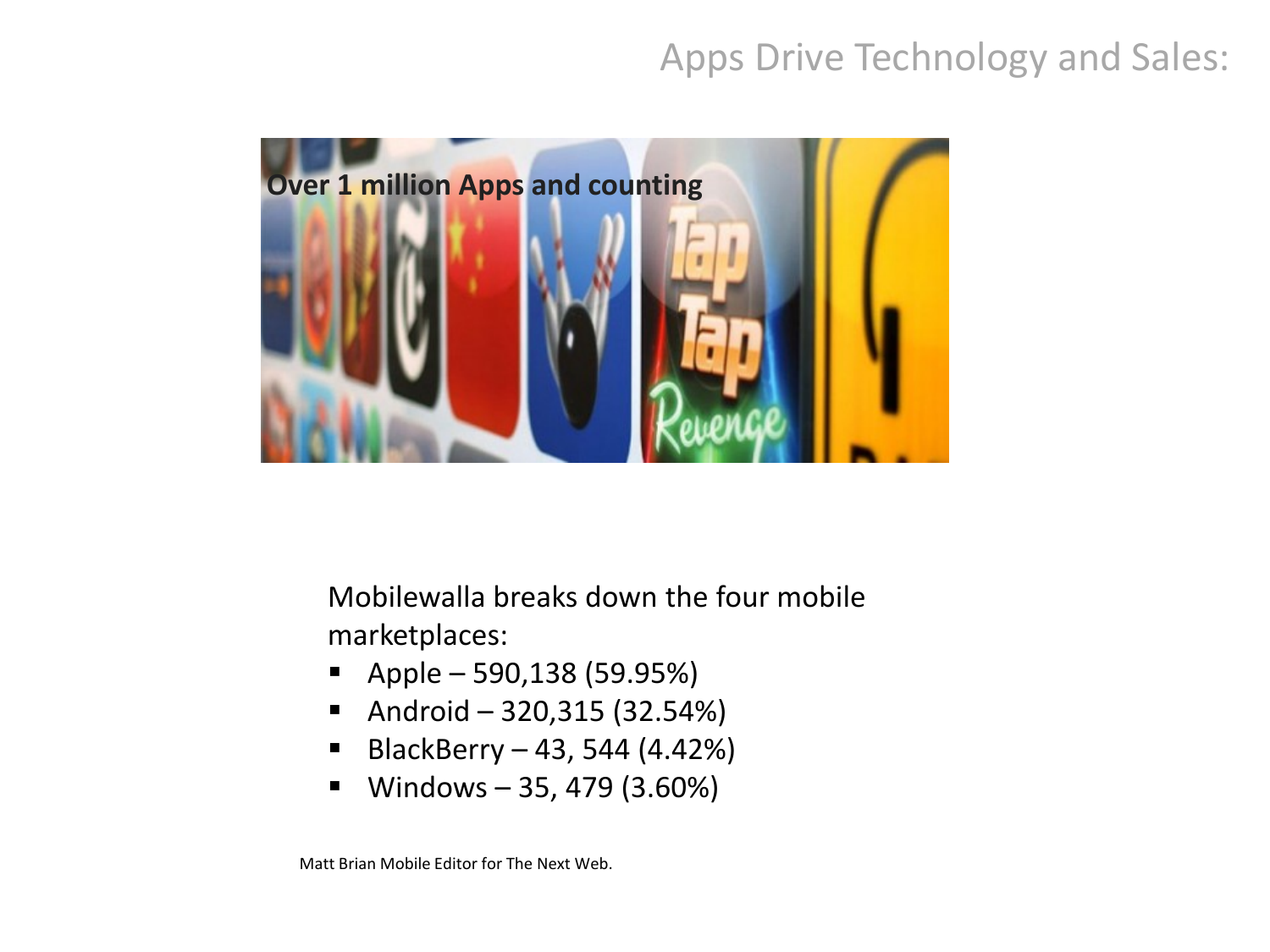# Apps Drive Technology and Sales:

**Over 1 million Apps and counting**

Mobilewalla breaks down the four mobile marketplaces:

- Apple – 590,138 (59.95%)
- Android – 320,315 (32.54%)
- BlackBerry – 43, 544 (4.42%)
- Windows – 35, 479 (3.60%)

Matt Brian Mobile Editor for The Next Web.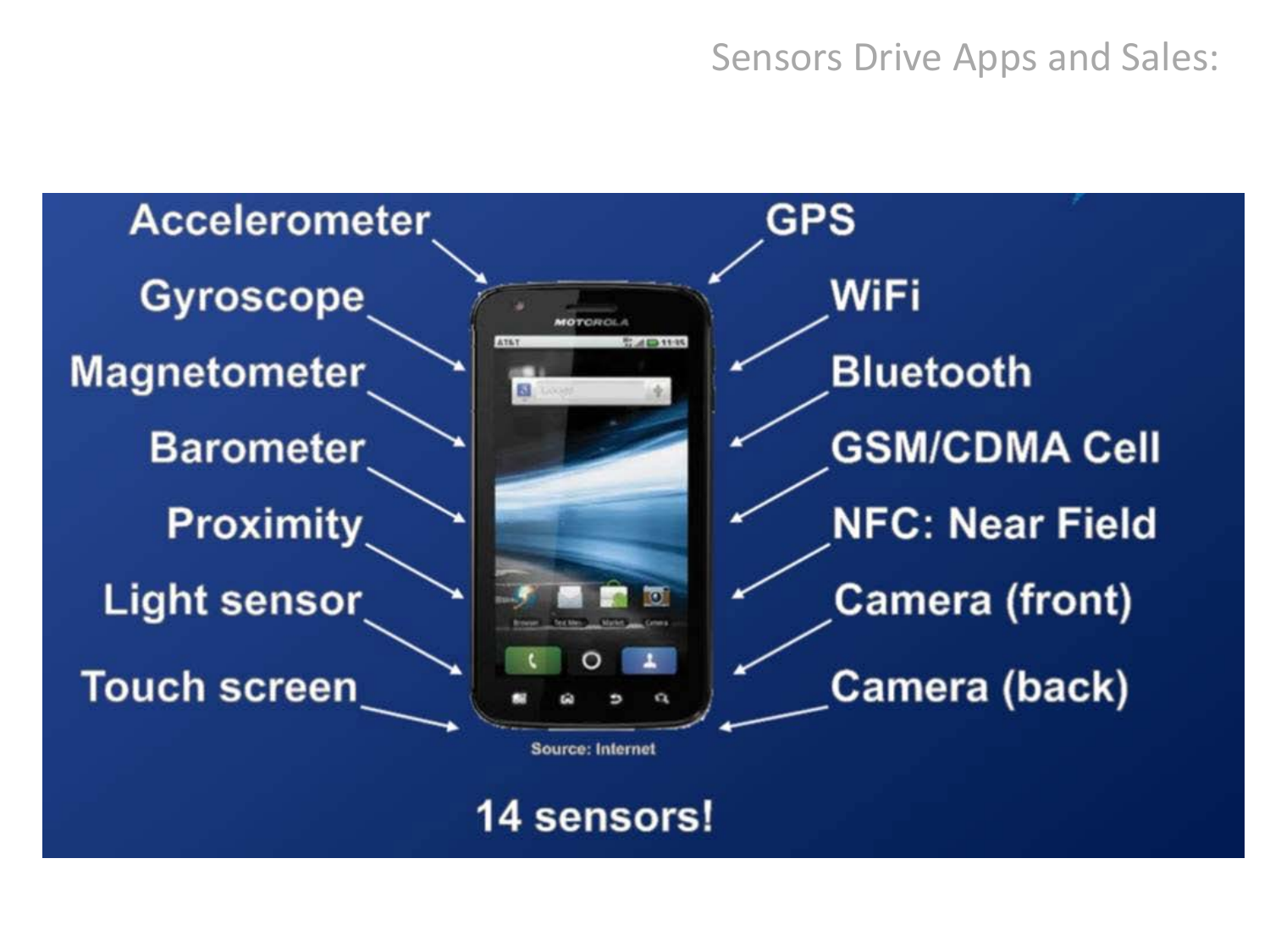# Sensors Drive Apps and Sales:

- Accelerometer
- Gyroscope
- Magnetometer
- Barometer
- Proximity
- Light sensor
- Touch screen
- GPS
- WiFi
- Bluetooth
- GSM/CDMA Cell
- NFC: Near Field
- Camera (front)
- Camera (back)

Source: Internet

**14 sensors!**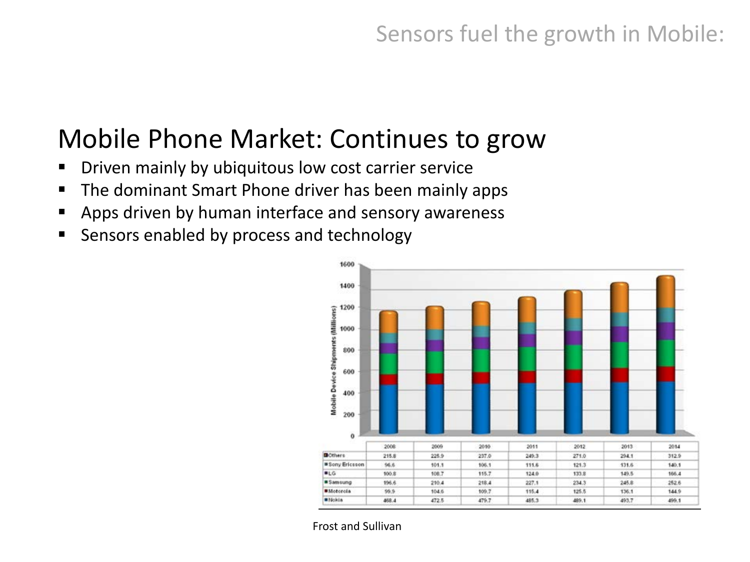Sensors fuel the growth in Mobile:

# Mobile Phone Market: Continues to grow

- Driven mainly by ubiquitous low cost carrier service
- The dominant Smart Phone driver has been mainly apps
- Apps driven by human interface and sensory awareness
- Sensors enabled by process and technology

| | 2008 | 2009 | 2010 | 2011 | 2012 | 2013 | 2014 |
|---|---|---|---|---|---|---|---|
| Others | 215.8 | 225.9 | 237.0 | 249.3 | 271.0 | 294.1 | 312.9 |
| Sony Ericsson | 96.6 | 101.1 | 106.1 | 111.6 | 121.3 | 131.6 | 140.1 |
| LG | 100.8 | 108.7 | 115.7 | 124.0 | 133.8 | 149.5 | 166.4 |
| Samsung | 196.6 | 210.4 | 218.4 | 227.1 | 234.3 | 245.8 | 252.6 |
| Motorola | 99.9 | 104.6 | 109.7 | 115.4 | 125.5 | 136.1 | 144.9 |
| Nokia | 468.4 | 472.5 | 479.7 | 485.3 | 489.1 | 493.7 | 499.1 |

Frost and Sullivan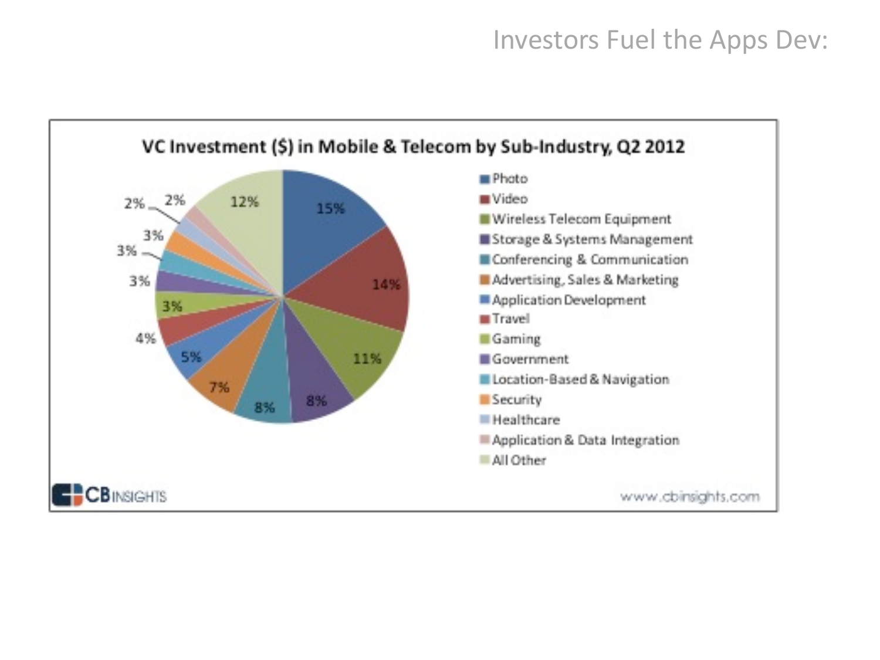# Investors Fuel the Apps Dev:

**VC Investment ($) in Mobile & Telecom by Sub-Industry, Q2 2012**

| Sub-Industry | Share |
|---|---|
| Photo | 15% |
| Video | 14% |
| Wireless Telecom Equipment | 11% |
| Storage & Systems Management | 8% |
| Conferencing & Communication | 8% |
| Advertising, Sales & Marketing | 7% |
| Application Development | 5% |
| Travel | 4% |
| Gaming | 3% |
| Government | 3% |
| Location-Based & Navigation | 3% |
| Security | 3% |
| Healthcare | 2% |
| Application & Data Integration | 2% |
| All Other | 12% |

CB INSIGHTS

www.cbinsights.com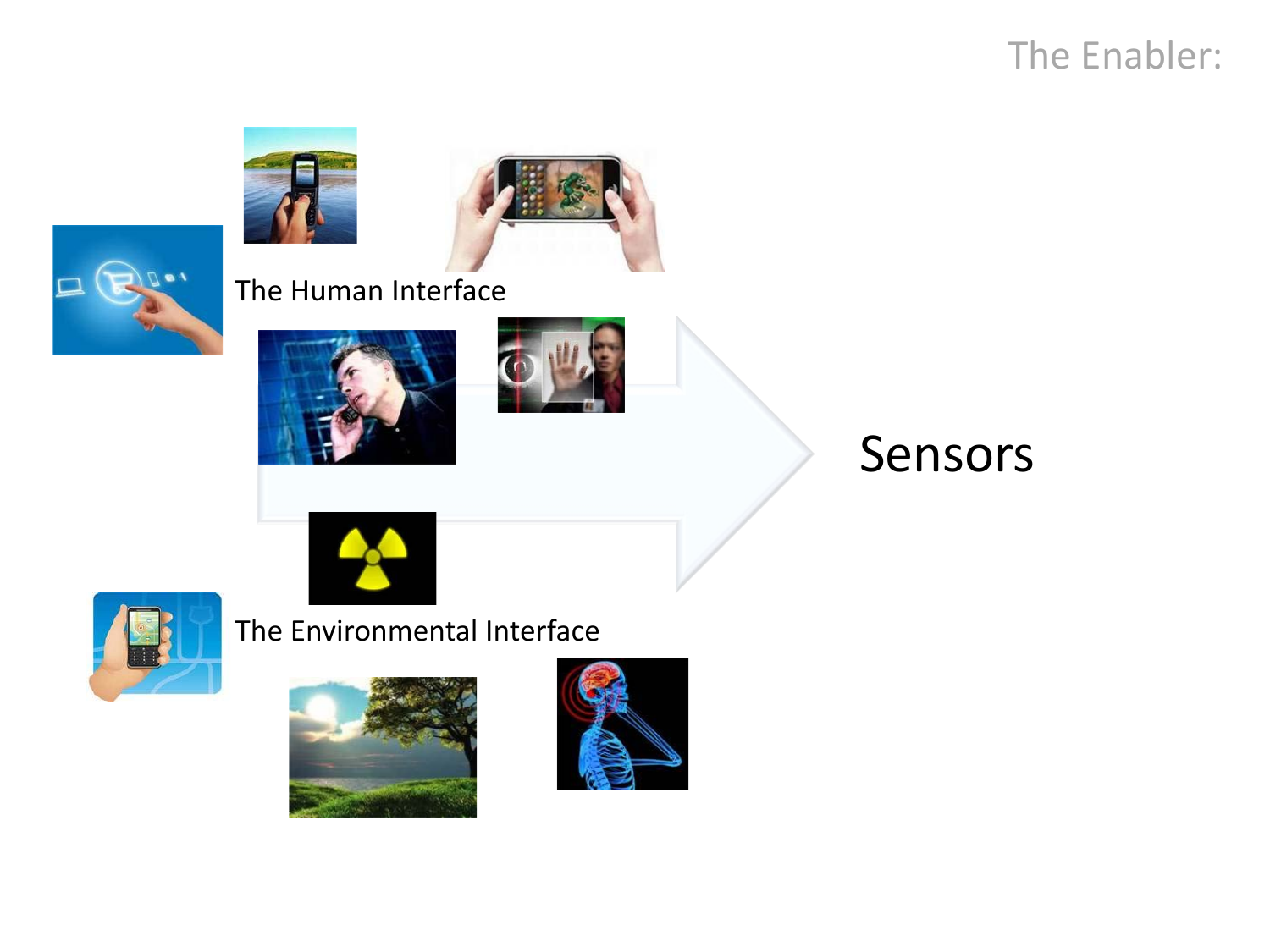The Enabler:

The Human Interface

Sensors

The Environmental Interface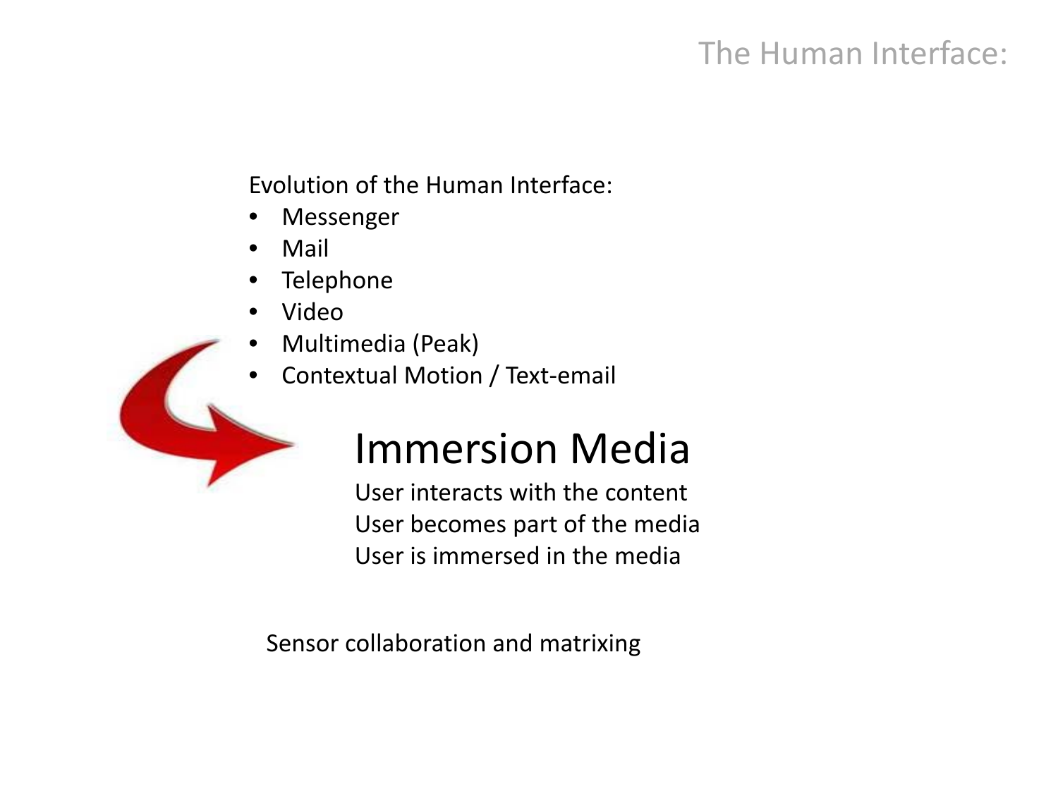# The Human Interface:

Evolution of the Human Interface:

- Messenger
- Mail
- Telephone
- Video
- Multimedia (Peak)
- Contextual Motion / Text-email

## Immersion Media

User interacts with the content
User becomes part of the media
User is immersed in the media

Sensor collaboration and matrixing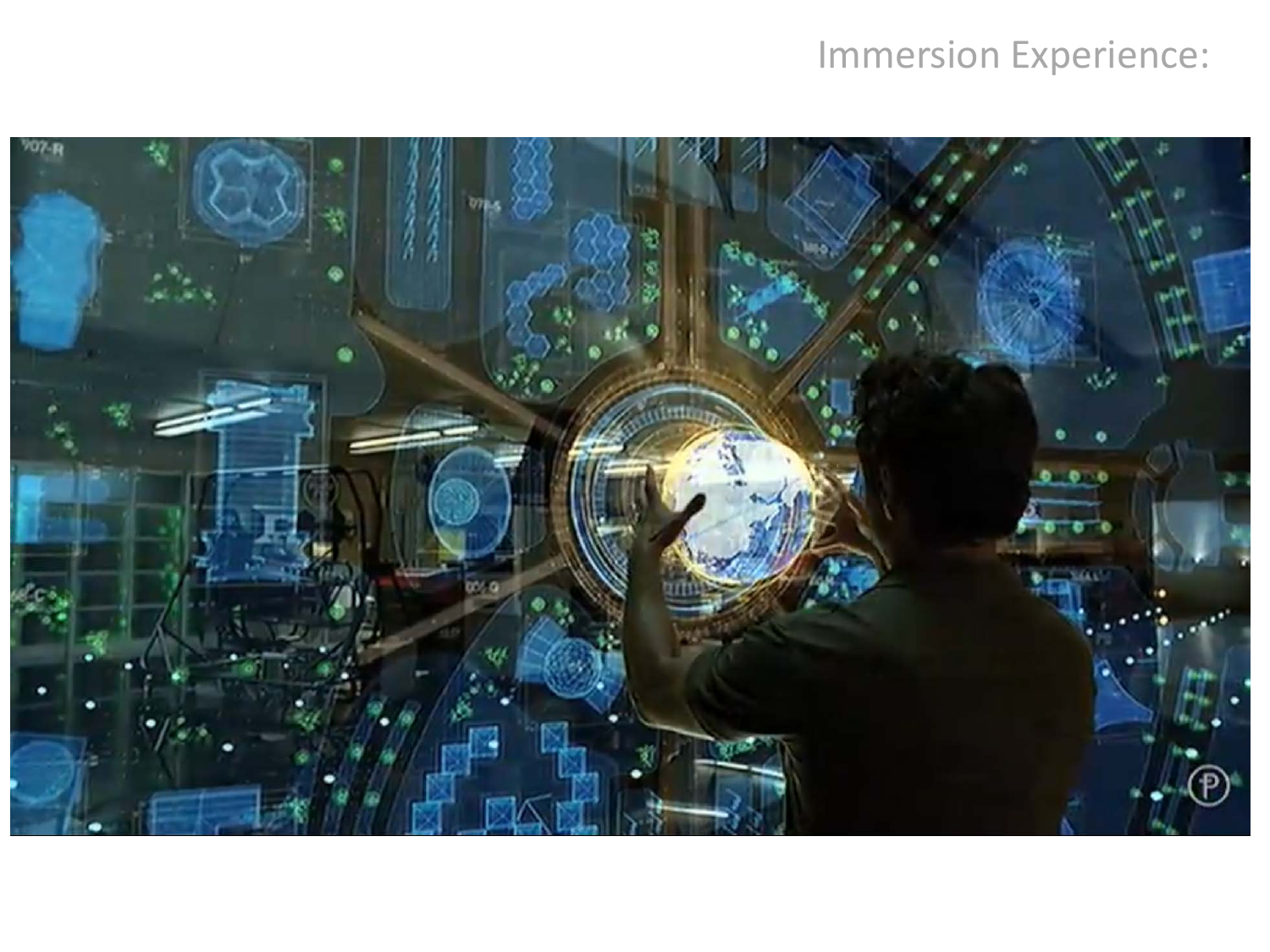Immersion Experience: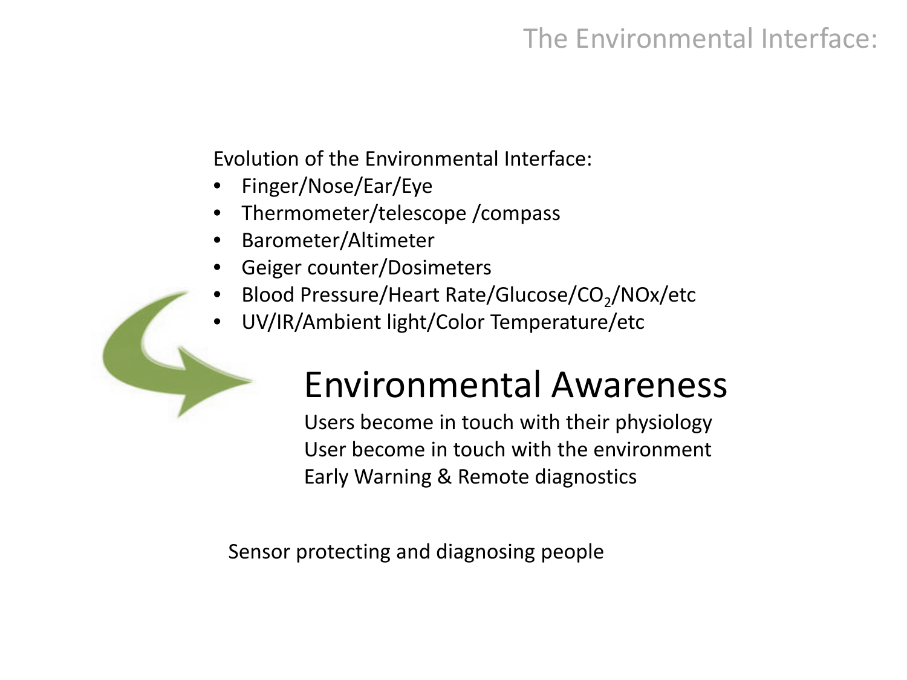# The Environmental Interface:

Evolution of the Environmental Interface:

- Finger/Nose/Ear/Eye
- Thermometer/telescope /compass
- Barometer/Altimeter
- Geiger counter/Dosimeters
- Blood Pressure/Heart Rate/Glucose/$CO_2$/NOx/etc
- UV/IR/Ambient light/Color Temperature/etc

## Environmental Awareness

Users become in touch with their physiology
User become in touch with the environment
Early Warning & Remote diagnostics

Sensor protecting and diagnosing people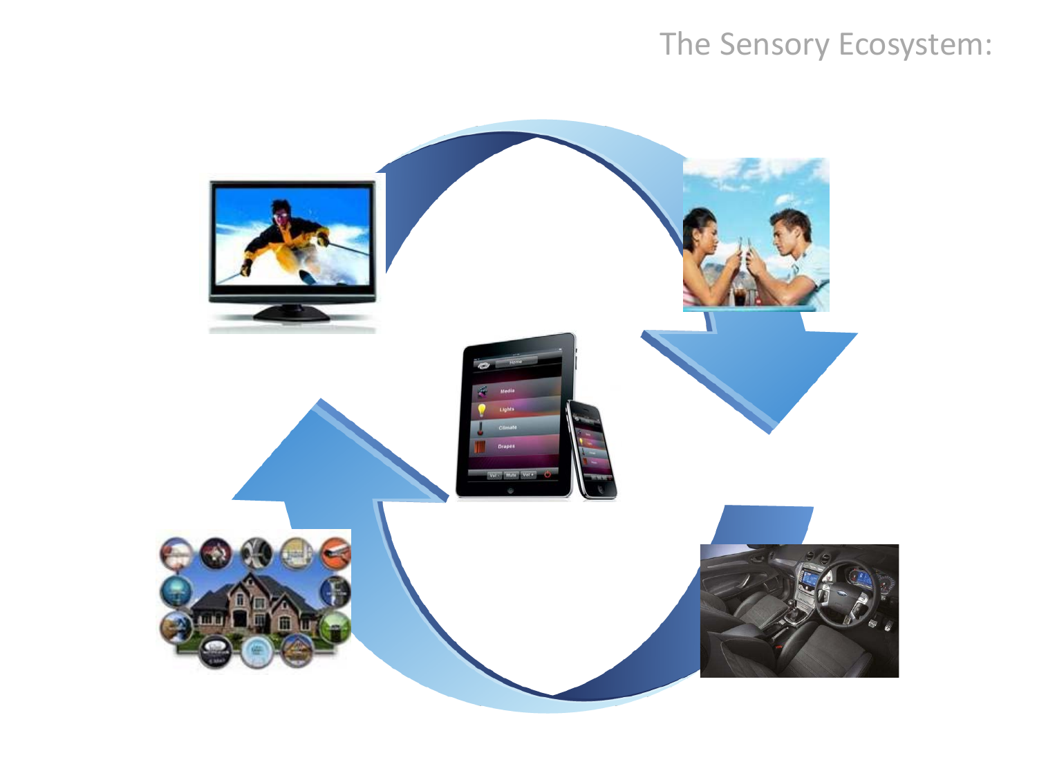The Sensory Ecosystem: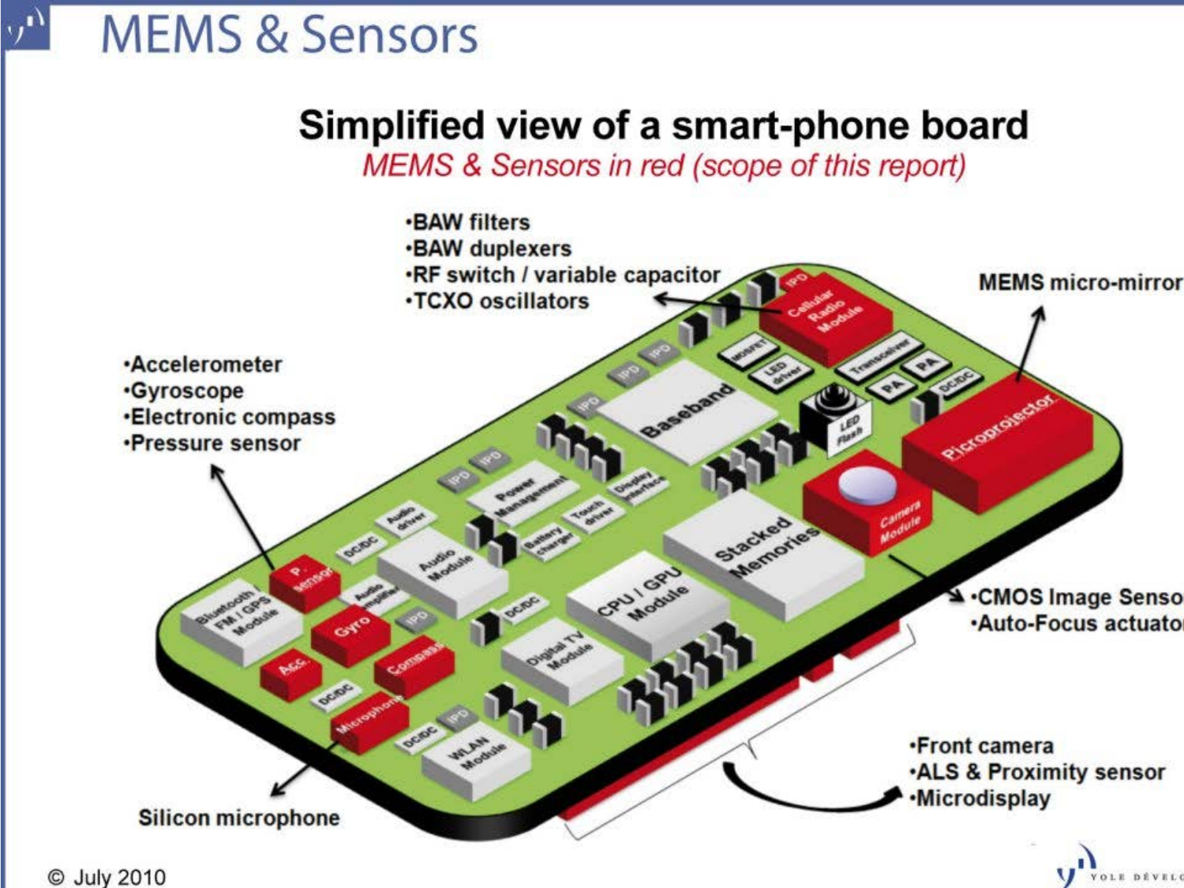# MEMS & Sensors

## Simplified view of a smart-phone board

*MEMS & Sensors in red (scope of this report)*

- BAW filters
- BAW duplexers
- RF switch / variable capacitor
- TCXO oscillators

MEMS micro-mirror

- Accelerometer
- Gyroscope
- Electronic compass
- Pressure sensor

Cellular Radio Module, IPD, MOSFET, LED driver, Transceiver, PA, PA, DC/DC, Baseband, IPD, LED Flash, Picoprojector, Camera Module, Stacked Memories, Power Management, Display interface, Touch driver, Battery charger, Audio driver, Audio Module, Audio amplifier, DC/DC, P. sensor, Gyro, Acc, Compass, Bluetooth FM / GPS Module, Microphone, DC/DC, IPD, WLAN Module, Digital TV Module, CPU / GPU Module

- CMOS Image Sensor
- Auto-Focus actuator

- Front camera
- ALS & Proximity sensor
- Microdisplay

Silicon microphone

© July 2010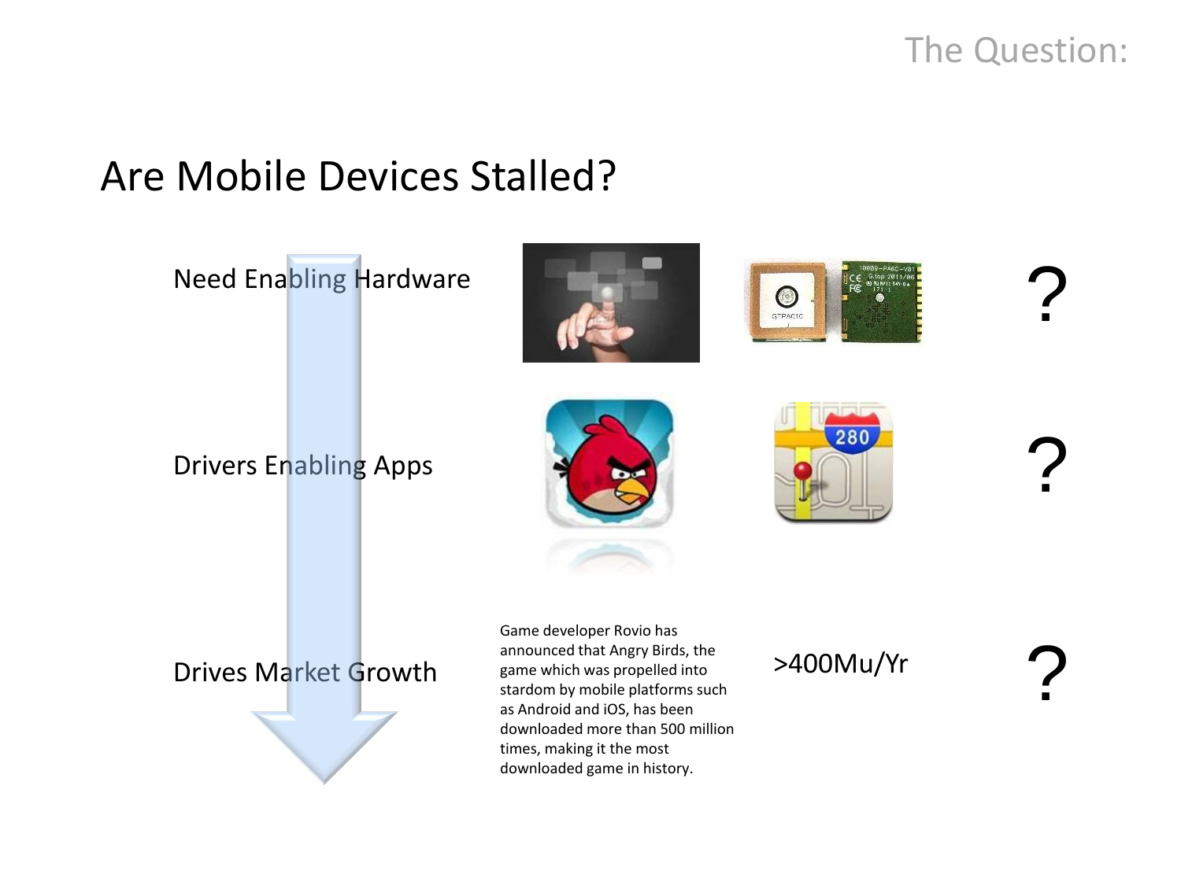The Question:

# Are Mobile Devices Stalled?

Need Enabling Hardware ?

Drivers Enabling Apps ?

Drives Market Growth

Game developer Rovio has announced that Angry Birds, the game which was propelled into stardom by mobile platforms such as Android and iOS, has been downloaded more than 500 million times, making it the most downloaded game in history.

>400Mu/Yr

?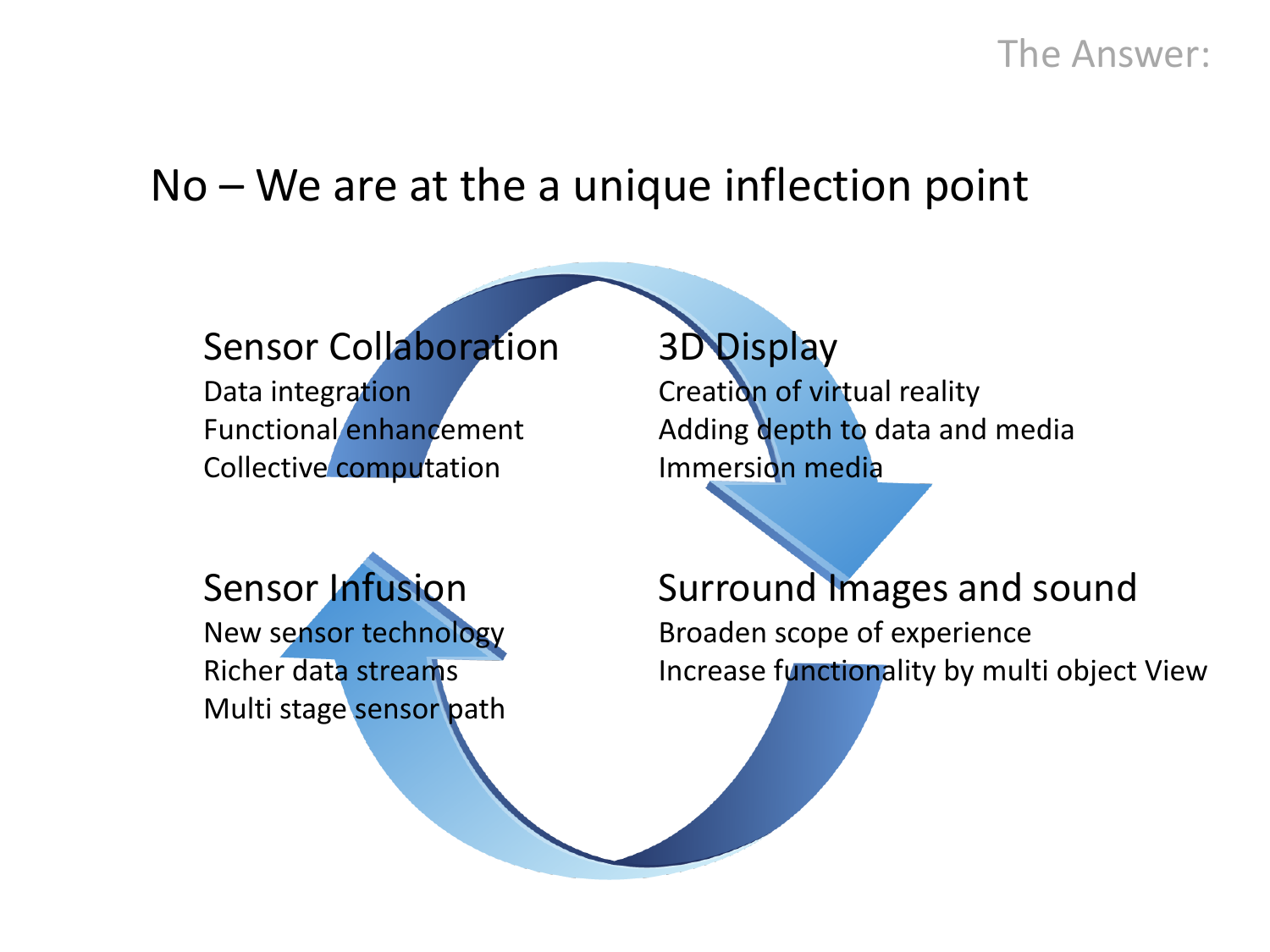The Answer:

## No – We are at the a unique inflection point

### Sensor Collaboration

Data integration
Functional enhancement
Collective computation

### 3D Display

Creation of virtual reality
Adding depth to data and media
Immersion media

### Sensor Infusion

New sensor technology
Richer data streams
Multi stage sensor path

### Surround Images and sound

Broaden scope of experience
Increase functionality by multi object View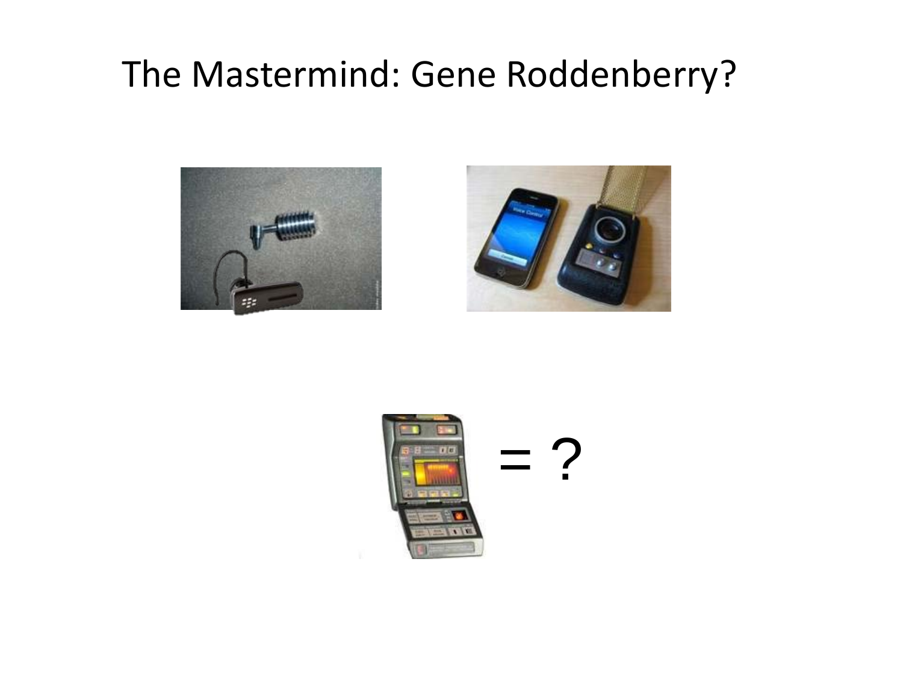# The Mastermind: Gene Roddenberry?

= ?